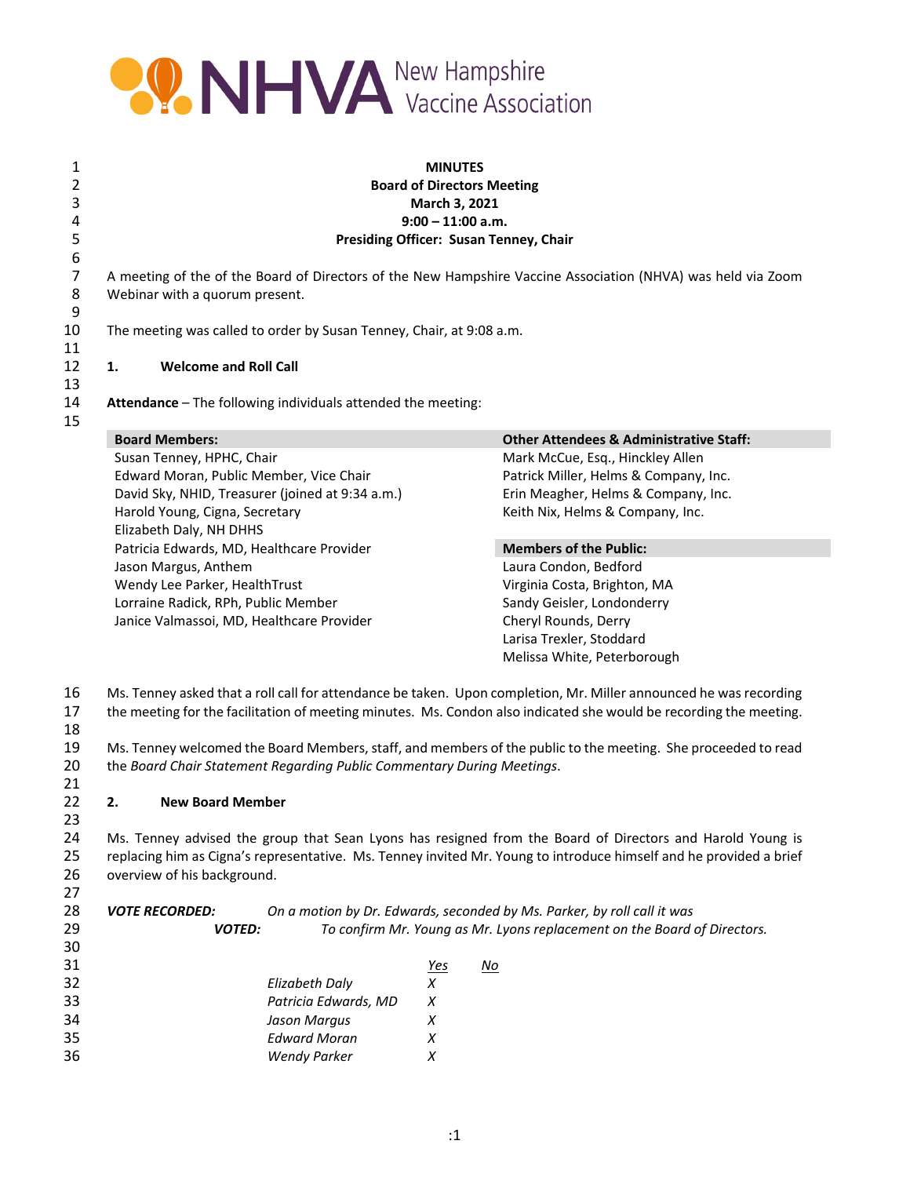**NHVA** New Hampshire Vaccine Association

**MINUTES**
**Board of Directors Meeting**
**March 3, 2021**
**9:00 – 11:00 a.m.**
**Presiding Officer: Susan Tenney, Chair**

A meeting of the of the Board of Directors of the New Hampshire Vaccine Association (NHVA) was held via Zoom Webinar with a quorum present.

The meeting was called to order by Susan Tenney, Chair, at 9:08 a.m.

## 1. Welcome and Roll Call

**Attendance** – The following individuals attended the meeting:

| **Board Members:** | **Other Attendees & Administrative Staff:** |
|---|---|
| Susan Tenney, HPHC, Chair | Mark McCue, Esq., Hinckley Allen |
| Edward Moran, Public Member, Vice Chair | Patrick Miller, Helms & Company, Inc. |
| David Sky, NHID, Treasurer (joined at 9:34 a.m.) | Erin Meagher, Helms & Company, Inc. |
| Harold Young, Cigna, Secretary | Keith Nix, Helms & Company, Inc. |
| Elizabeth Daly, NH DHHS | |
| Patricia Edwards, MD, Healthcare Provider | **Members of the Public:** |
| Jason Margus, Anthem | Laura Condon, Bedford |
| Wendy Lee Parker, HealthTrust | Virginia Costa, Brighton, MA |
| Lorraine Radick, RPh, Public Member | Sandy Geisler, Londonderry |
| Janice Valmassoi, MD, Healthcare Provider | Cheryl Rounds, Derry |
| | Larisa Trexler, Stoddard |
| | Melissa White, Peterborough |

Ms. Tenney asked that a roll call for attendance be taken. Upon completion, Mr. Miller announced he was recording the meeting for the facilitation of meeting minutes. Ms. Condon also indicated she would be recording the meeting.

Ms. Tenney welcomed the Board Members, staff, and members of the public to the meeting. She proceeded to read the *Board Chair Statement Regarding Public Commentary During Meetings*.

## 2. New Board Member

Ms. Tenney advised the group that Sean Lyons has resigned from the Board of Directors and Harold Young is replacing him as Cigna's representative. Ms. Tenney invited Mr. Young to introduce himself and he provided a brief overview of his background.

***VOTE RECORDED:*** *On a motion by Dr. Edwards, seconded by Ms. Parker, by roll call it was*
***VOTED:*** *To confirm Mr. Young as Mr. Lyons replacement on the Board of Directors.*

| | *Yes* | *No* |
|---|---|---|
| *Elizabeth Daly* | *X* | |
| *Patricia Edwards, MD* | *X* | |
| *Jason Margus* | *X* | |
| *Edward Moran* | *X* | |
| *Wendy Parker* | *X* | |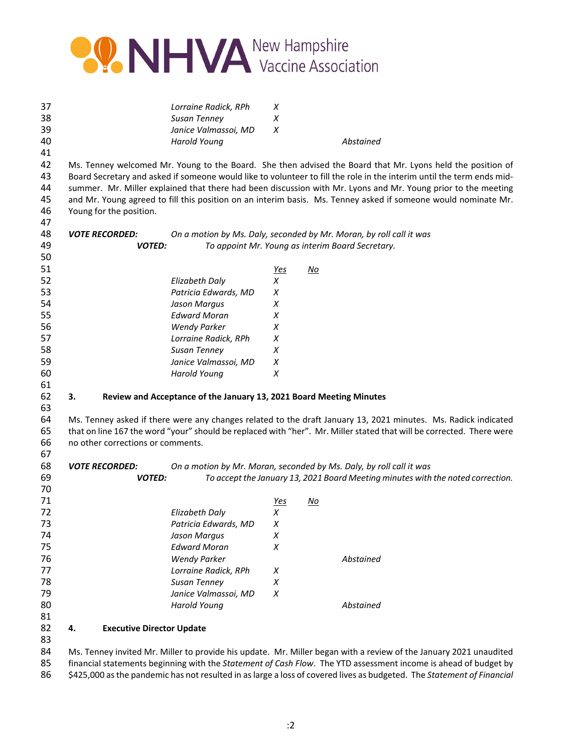| | | | |
|---|---|---|---|
| *Lorraine Radick, RPh* | *X* | | |
| *Susan Tenney* | *X* | | |
| *Janice Valmassoi, MD* | *X* | | |
| *Harold Young* | | | *Abstained* |

Ms. Tenney welcomed Mr. Young to the Board. She then advised the Board that Mr. Lyons held the position of Board Secretary and asked if someone would like to volunteer to fill the role in the interim until the term ends mid-summer. Mr. Miller explained that there had been discussion with Mr. Lyons and Mr. Young prior to the meeting and Mr. Young agreed to fill this position on an interim basis. Ms. Tenney asked if someone would nominate Mr. Young for the position.

***VOTE RECORDED:*** *On a motion by Ms. Daly, seconded by Mr. Moran, by roll call it was*

***VOTED:*** *To appoint Mr. Young as interim Board Secretary.*

| | *Yes* | *No* |
|---|---|---|
| *Elizabeth Daly* | *X* | |
| *Patricia Edwards, MD* | *X* | |
| *Jason Margus* | *X* | |
| *Edward Moran* | *X* | |
| *Wendy Parker* | *X* | |
| *Lorraine Radick, RPh* | *X* | |
| *Susan Tenney* | *X* | |
| *Janice Valmassoi, MD* | *X* | |
| *Harold Young* | *X* | |

## 3. Review and Acceptance of the January 13, 2021 Board Meeting Minutes

Ms. Tenney asked if there were any changes related to the draft January 13, 2021 minutes. Ms. Radick indicated that on line 167 the word "your" should be replaced with "her". Mr. Miller stated that will be corrected. There were no other corrections or comments.

***VOTE RECORDED:*** *On a motion by Mr. Moran, seconded by Ms. Daly, by roll call it was*

***VOTED:*** *To accept the January 13, 2021 Board Meeting minutes with the noted correction.*

| | *Yes* | *No* | |
|---|---|---|---|
| *Elizabeth Daly* | *X* | | |
| *Patricia Edwards, MD* | *X* | | |
| *Jason Margus* | *X* | | |
| *Edward Moran* | *X* | | |
| *Wendy Parker* | | | *Abstained* |
| *Lorraine Radick, RPh* | *X* | | |
| *Susan Tenney* | *X* | | |
| *Janice Valmassoi, MD* | *X* | | |
| *Harold Young* | | | *Abstained* |

## 4. Executive Director Update

Ms. Tenney invited Mr. Miller to provide his update. Mr. Miller began with a review of the January 2021 unaudited financial statements beginning with the *Statement of Cash Flow*. The YTD assessment income is ahead of budget by $425,000 as the pandemic has not resulted in as large a loss of covered lives as budgeted. The *Statement of Financial*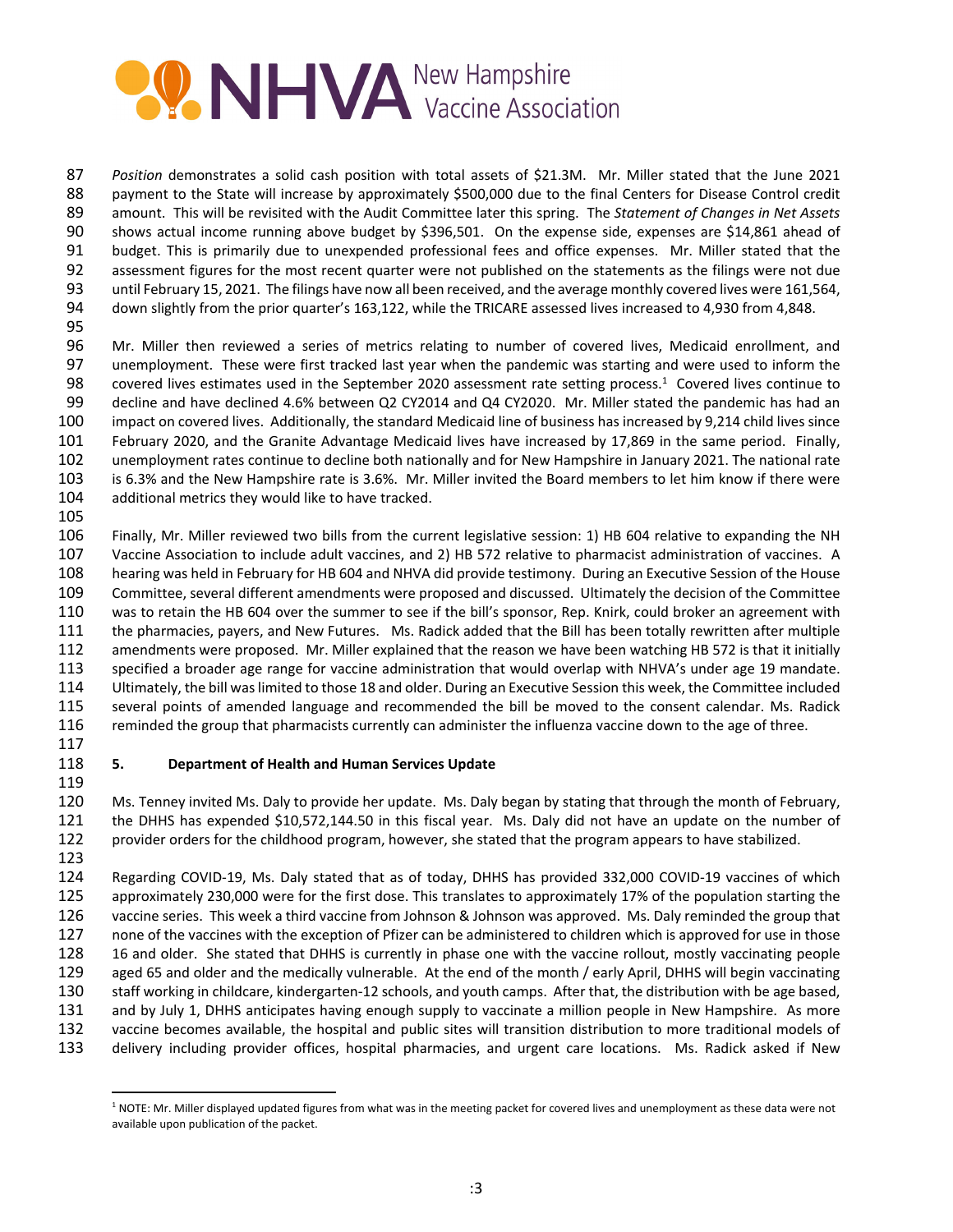*Position* demonstrates a solid cash position with total assets of $21.3M. Mr. Miller stated that the June 2021 payment to the State will increase by approximately $500,000 due to the final Centers for Disease Control credit amount. This will be revisited with the Audit Committee later this spring. The *Statement of Changes in Net Assets* shows actual income running above budget by $396,501. On the expense side, expenses are $14,861 ahead of budget. This is primarily due to unexpended professional fees and office expenses. Mr. Miller stated that the assessment figures for the most recent quarter were not published on the statements as the filings were not due until February 15, 2021. The filings have now all been received, and the average monthly covered lives were 161,564, down slightly from the prior quarter's 163,122, while the TRICARE assessed lives increased to 4,930 from 4,848.

Mr. Miller then reviewed a series of metrics relating to number of covered lives, Medicaid enrollment, and unemployment. These were first tracked last year when the pandemic was starting and were used to inform the covered lives estimates used in the September 2020 assessment rate setting process.[1] Covered lives continue to decline and have declined 4.6% between Q2 CY2014 and Q4 CY2020. Mr. Miller stated the pandemic has had an impact on covered lives. Additionally, the standard Medicaid line of business has increased by 9,214 child lives since February 2020, and the Granite Advantage Medicaid lives have increased by 17,869 in the same period. Finally, unemployment rates continue to decline both nationally and for New Hampshire in January 2021. The national rate is 6.3% and the New Hampshire rate is 3.6%. Mr. Miller invited the Board members to let him know if there were additional metrics they would like to have tracked.

Finally, Mr. Miller reviewed two bills from the current legislative session: 1) HB 604 relative to expanding the NH Vaccine Association to include adult vaccines, and 2) HB 572 relative to pharmacist administration of vaccines. A hearing was held in February for HB 604 and NHVA did provide testimony. During an Executive Session of the House Committee, several different amendments were proposed and discussed. Ultimately the decision of the Committee was to retain the HB 604 over the summer to see if the bill's sponsor, Rep. Knirk, could broker an agreement with the pharmacies, payers, and New Futures. Ms. Radick added that the Bill has been totally rewritten after multiple amendments were proposed. Mr. Miller explained that the reason we have been watching HB 572 is that it initially specified a broader age range for vaccine administration that would overlap with NHVA's under age 19 mandate. Ultimately, the bill was limited to those 18 and older. During an Executive Session this week, the Committee included several points of amended language and recommended the bill be moved to the consent calendar. Ms. Radick reminded the group that pharmacists currently can administer the influenza vaccine down to the age of three.

## 5. Department of Health and Human Services Update

Ms. Tenney invited Ms. Daly to provide her update. Ms. Daly began by stating that through the month of February, the DHHS has expended $10,572,144.50 in this fiscal year. Ms. Daly did not have an update on the number of provider orders for the childhood program, however, she stated that the program appears to have stabilized.

Regarding COVID-19, Ms. Daly stated that as of today, DHHS has provided 332,000 COVID-19 vaccines of which approximately 230,000 were for the first dose. This translates to approximately 17% of the population starting the vaccine series. This week a third vaccine from Johnson & Johnson was approved. Ms. Daly reminded the group that none of the vaccines with the exception of Pfizer can be administered to children which is approved for use in those 16 and older. She stated that DHHS is currently in phase one with the vaccine rollout, mostly vaccinating people aged 65 and older and the medically vulnerable. At the end of the month / early April, DHHS will begin vaccinating staff working in childcare, kindergarten-12 schools, and youth camps. After that, the distribution with be age based, and by July 1, DHHS anticipates having enough supply to vaccinate a million people in New Hampshire. As more vaccine becomes available, the hospital and public sites will transition distribution to more traditional models of delivery including provider offices, hospital pharmacies, and urgent care locations. Ms. Radick asked if New

[1] NOTE: Mr. Miller displayed updated figures from what was in the meeting packet for covered lives and unemployment as these data were not available upon publication of the packet.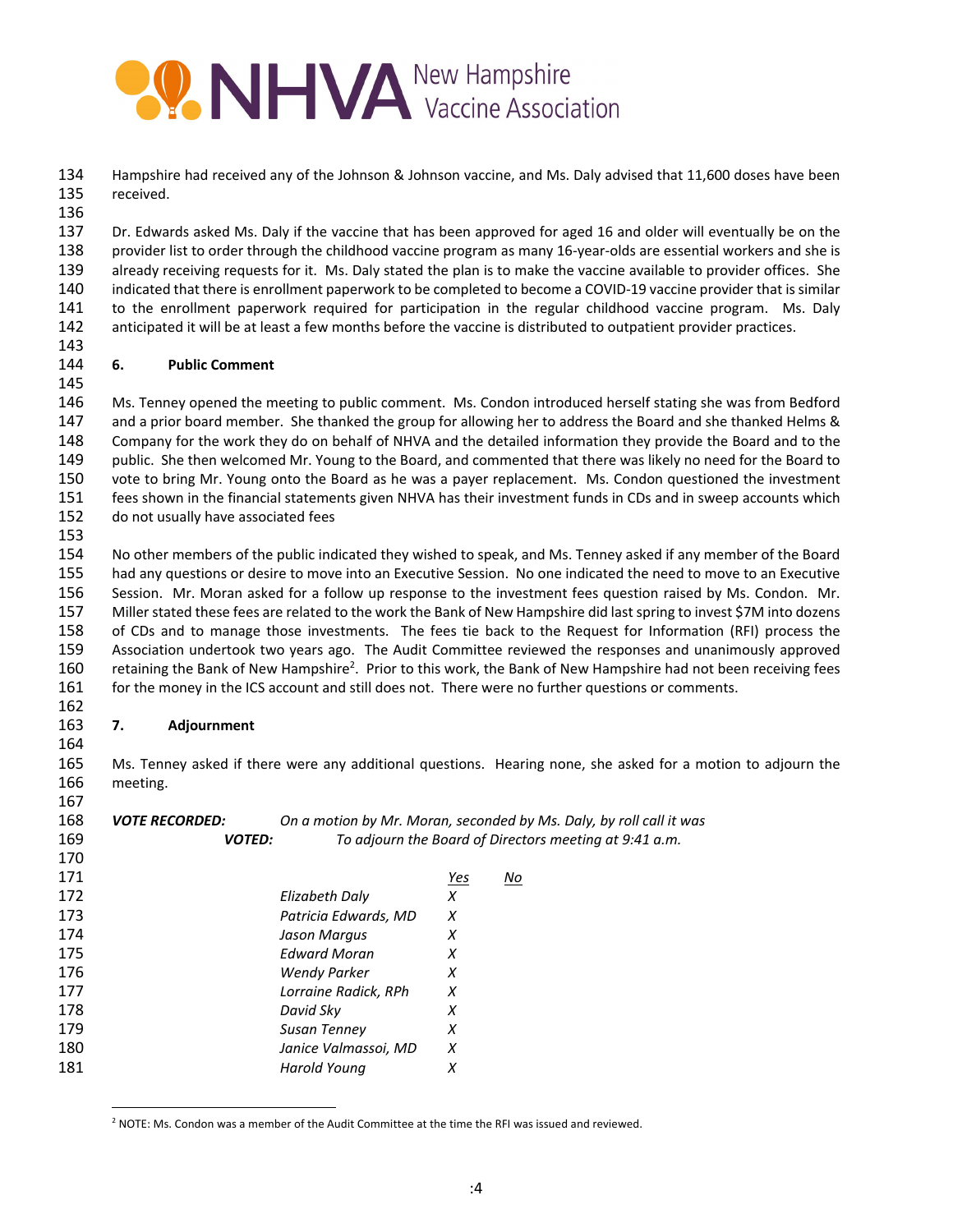Hampshire had received any of the Johnson & Johnson vaccine, and Ms. Daly advised that 11,600 doses have been received.

Dr. Edwards asked Ms. Daly if the vaccine that has been approved for aged 16 and older will eventually be on the provider list to order through the childhood vaccine program as many 16-year-olds are essential workers and she is already receiving requests for it. Ms. Daly stated the plan is to make the vaccine available to provider offices. She indicated that there is enrollment paperwork to be completed to become a COVID-19 vaccine provider that is similar to the enrollment paperwork required for participation in the regular childhood vaccine program. Ms. Daly anticipated it will be at least a few months before the vaccine is distributed to outpatient provider practices.

## 6. Public Comment

Ms. Tenney opened the meeting to public comment. Ms. Condon introduced herself stating she was from Bedford and a prior board member. She thanked the group for allowing her to address the Board and she thanked Helms & Company for the work they do on behalf of NHVA and the detailed information they provide the Board and to the public. She then welcomed Mr. Young to the Board, and commented that there was likely no need for the Board to vote to bring Mr. Young onto the Board as he was a payer replacement. Ms. Condon questioned the investment fees shown in the financial statements given NHVA has their investment funds in CDs and in sweep accounts which do not usually have associated fees

No other members of the public indicated they wished to speak, and Ms. Tenney asked if any member of the Board had any questions or desire to move into an Executive Session. No one indicated the need to move to an Executive Session. Mr. Moran asked for a follow up response to the investment fees question raised by Ms. Condon. Mr. Miller stated these fees are related to the work the Bank of New Hampshire did last spring to invest $7M into dozens of CDs and to manage those investments. The fees tie back to the Request for Information (RFI) process the Association undertook two years ago. The Audit Committee reviewed the responses and unanimously approved retaining the Bank of New Hampshire[2]. Prior to this work, the Bank of New Hampshire had not been receiving fees for the money in the ICS account and still does not. There were no further questions or comments.

## 7. Adjournment

Ms. Tenney asked if there were any additional questions. Hearing none, she asked for a motion to adjourn the meeting.

***VOTE RECORDED:*** *On a motion by Mr. Moran, seconded by Ms. Daly, by roll call it was*
***VOTED:*** *To adjourn the Board of Directors meeting at 9:41 a.m.*

| | Yes | No |
|---|---|---|
| *Elizabeth Daly* | X | |
| *Patricia Edwards, MD* | X | |
| *Jason Margus* | X | |
| *Edward Moran* | X | |
| *Wendy Parker* | X | |
| *Lorraine Radick, RPh* | X | |
| *David Sky* | X | |
| *Susan Tenney* | X | |
| *Janice Valmassoi, MD* | X | |
| *Harold Young* | X | |

[2] NOTE: Ms. Condon was a member of the Audit Committee at the time the RFI was issued and reviewed.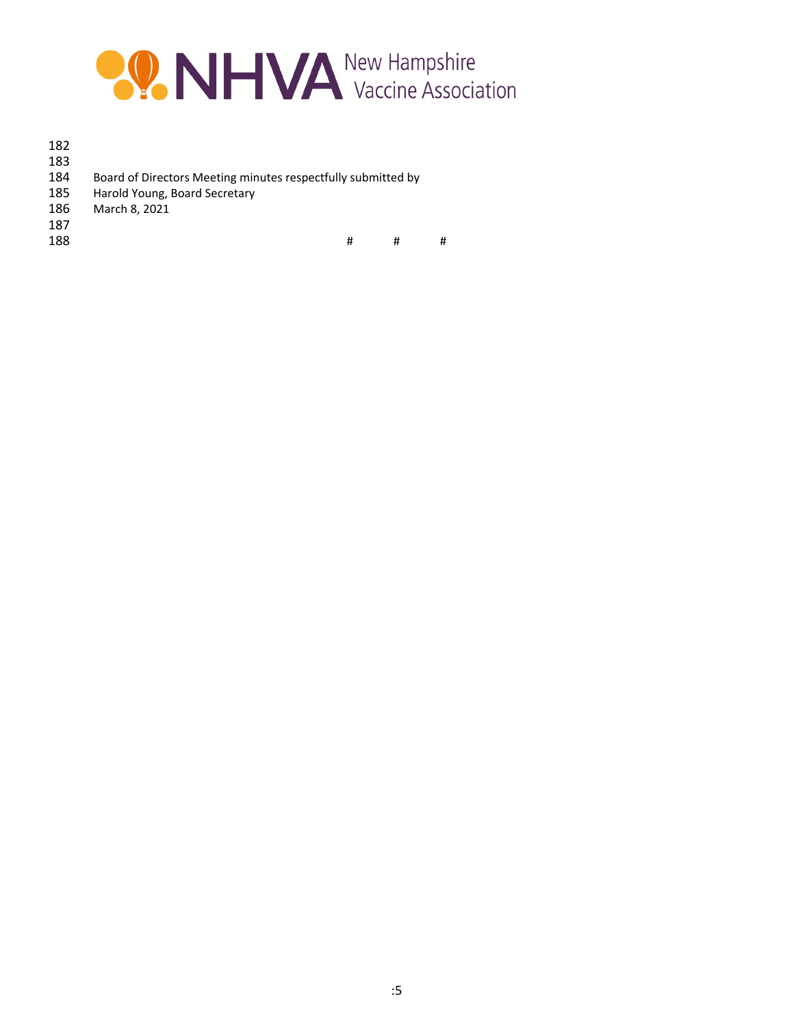Board of Directors Meeting minutes respectfully submitted by
Harold Young, Board Secretary
March 8, 2021

# # #